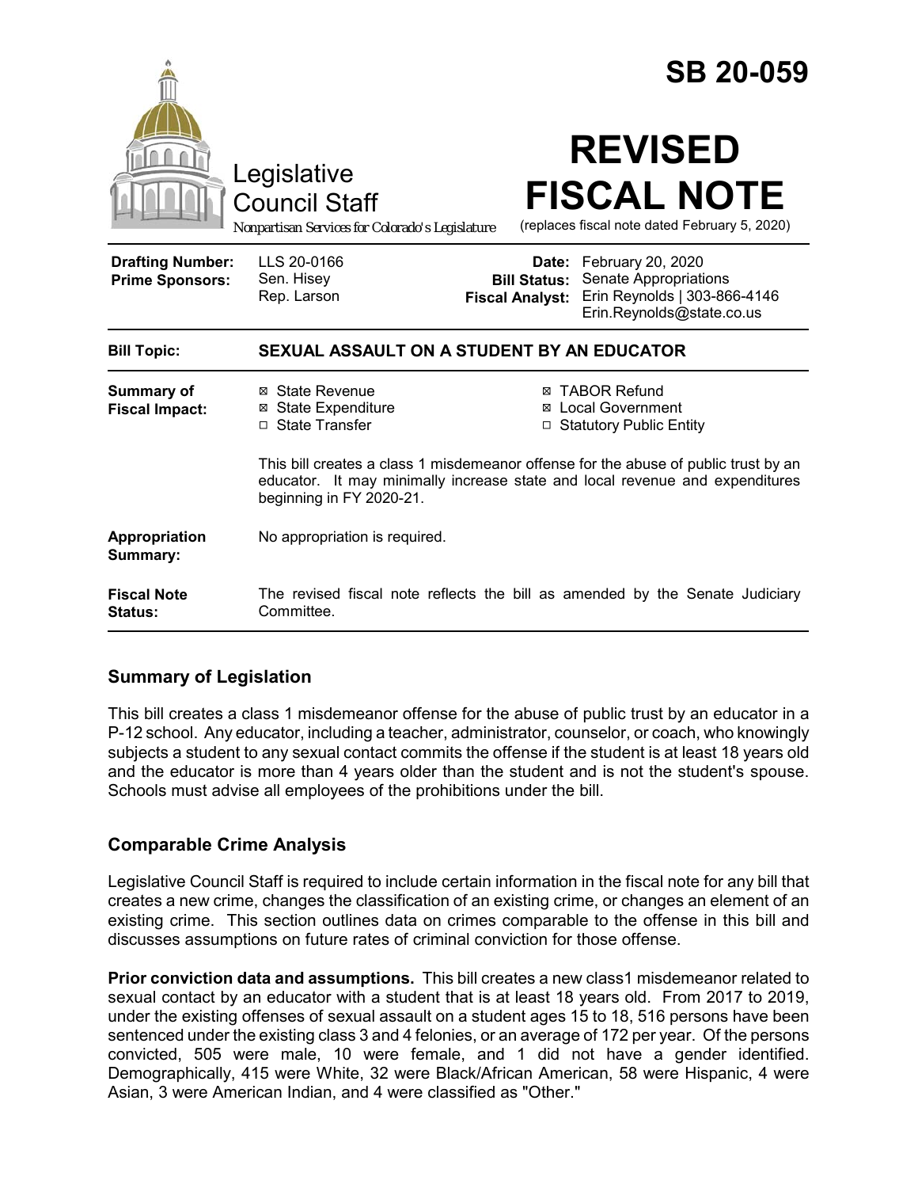# SB 20-059

Legislative Council Staff

*Nonpartisan Services for Colorado's Legislature*

# REVISED FISCAL NOTE

(replaces fiscal note dated February 5, 2020)

| | | | |
|---|---|---|---|
| **Drafting Number:** | LLS 20-0166 | **Date:** | February 20, 2020 |
| **Prime Sponsors:** | Sen. Hisey<br>Rep. Larson | **Bill Status:** | Senate Appropriations |
| | | **Fiscal Analyst:** | Erin Reynolds \| 303-866-4146<br>Erin.Reynolds@state.co.us |

| | |
|---|---|
| **Bill Topic:** | **SEXUAL ASSAULT ON A STUDENT BY AN EDUCATOR** |
| **Summary of Fiscal Impact:** | ☒ State Revenue ☒ State Expenditure ☐ State Transfer ☒ TABOR Refund ☒ Local Government ☐ Statutory Public Entity<br><br>This bill creates a class 1 misdemeanor offense for the abuse of public trust by an educator. It may minimally increase state and local revenue and expenditures beginning in FY 2020-21. |
| **Appropriation Summary:** | No appropriation is required. |
| **Fiscal Note Status:** | The revised fiscal note reflects the bill as amended by the Senate Judiciary Committee. |

## Summary of Legislation

This bill creates a class 1 misdemeanor offense for the abuse of public trust by an educator in a P-12 school. Any educator, including a teacher, administrator, counselor, or coach, who knowingly subjects a student to any sexual contact commits the offense if the student is at least 18 years old and the educator is more than 4 years older than the student and is not the student's spouse. Schools must advise all employees of the prohibitions under the bill.

## Comparable Crime Analysis

Legislative Council Staff is required to include certain information in the fiscal note for any bill that creates a new crime, changes the classification of an existing crime, or changes an element of an existing crime. This section outlines data on crimes comparable to the offense in this bill and discusses assumptions on future rates of criminal conviction for those offense.

**Prior conviction data and assumptions.** This bill creates a new class1 misdemeanor related to sexual contact by an educator with a student that is at least 18 years old. From 2017 to 2019, under the existing offenses of sexual assault on a student ages 15 to 18, 516 persons have been sentenced under the existing class 3 and 4 felonies, or an average of 172 per year. Of the persons convicted, 505 were male, 10 were female, and 1 did not have a gender identified. Demographically, 415 were White, 32 were Black/African American, 58 were Hispanic, 4 were Asian, 3 were American Indian, and 4 were classified as "Other."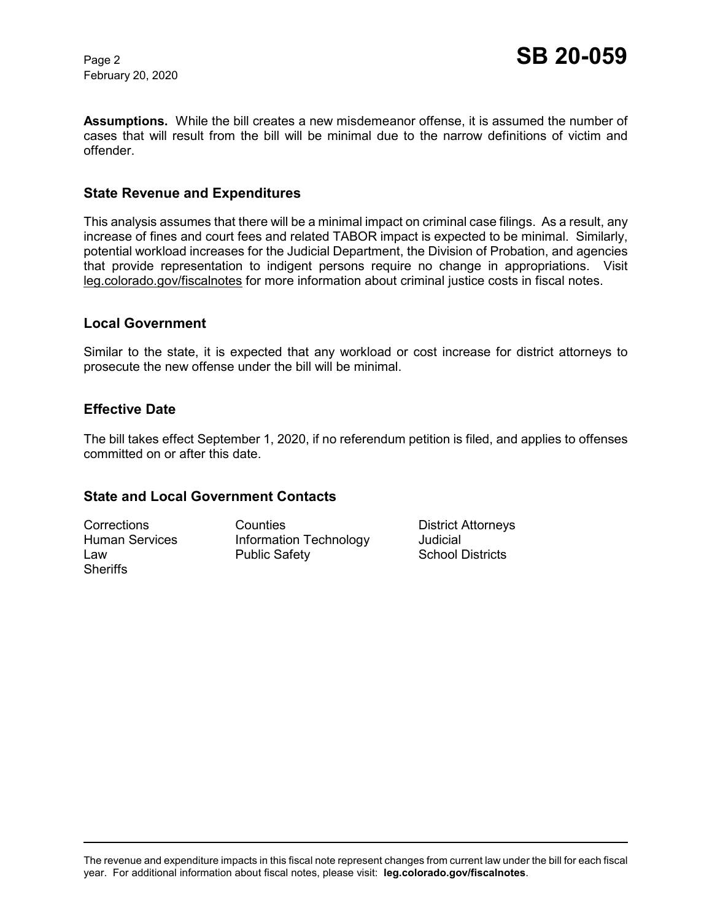**Assumptions.** While the bill creates a new misdemeanor offense, it is assumed the number of cases that will result from the bill will be minimal due to the narrow definitions of victim and offender.

## State Revenue and Expenditures

This analysis assumes that there will be a minimal impact on criminal case filings. As a result, any increase of fines and court fees and related TABOR impact is expected to be minimal. Similarly, potential workload increases for the Judicial Department, the Division of Probation, and agencies that provide representation to indigent persons require no change in appropriations. Visit leg.colorado.gov/fiscalnotes for more information about criminal justice costs in fiscal notes.

## Local Government

Similar to the state, it is expected that any workload or cost increase for district attorneys to prosecute the new offense under the bill will be minimal.

## Effective Date

The bill takes effect September 1, 2020, if no referendum petition is filed, and applies to offenses committed on or after this date.

## State and Local Government Contacts

| | | |
|---|---|---|
| Corrections | Counties | District Attorneys |
| Human Services | Information Technology | Judicial |
| Law | Public Safety | School Districts |
| Sheriffs | | |

The revenue and expenditure impacts in this fiscal note represent changes from current law under the bill for each fiscal year. For additional information about fiscal notes, please visit: **leg.colorado.gov/fiscalnotes**.